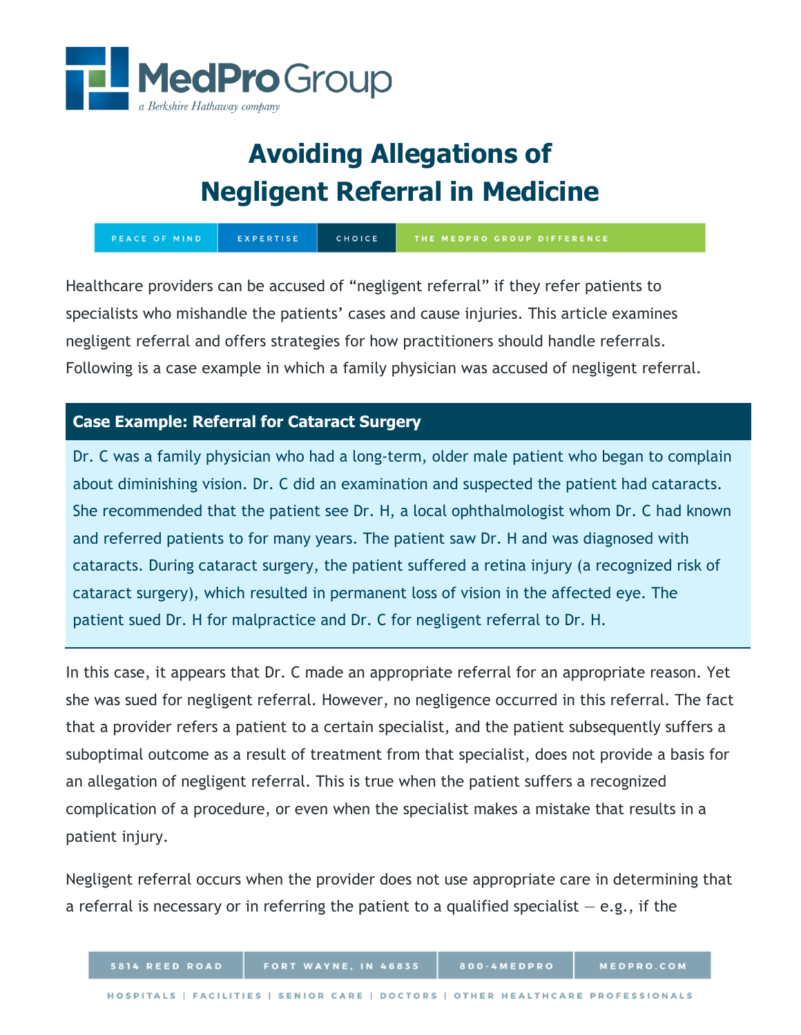# Avoiding Allegations of Negligent Referral in Medicine

Healthcare providers can be accused of "negligent referral" if they refer patients to specialists who mishandle the patients' cases and cause injuries. This article examines negligent referral and offers strategies for how practitioners should handle referrals. Following is a case example in which a family physician was accused of negligent referral.

### Case Example: Referral for Cataract Surgery

Dr. C was a family physician who had a long-term, older male patient who began to complain about diminishing vision. Dr. C did an examination and suspected the patient had cataracts. She recommended that the patient see Dr. H, a local ophthalmologist whom Dr. C had known and referred patients to for many years. The patient saw Dr. H and was diagnosed with cataracts. During cataract surgery, the patient suffered a retina injury (a recognized risk of cataract surgery), which resulted in permanent loss of vision in the affected eye. The patient sued Dr. H for malpractice and Dr. C for negligent referral to Dr. H.

In this case, it appears that Dr. C made an appropriate referral for an appropriate reason. Yet she was sued for negligent referral. However, no negligence occurred in this referral. The fact that a provider refers a patient to a certain specialist, and the patient subsequently suffers a suboptimal outcome as a result of treatment from that specialist, does not provide a basis for an allegation of negligent referral. This is true when the patient suffers a recognized complication of a procedure, or even when the specialist makes a mistake that results in a patient injury.

Negligent referral occurs when the provider does not use appropriate care in determining that a referral is necessary or in referring the patient to a qualified specialist — e.g., if the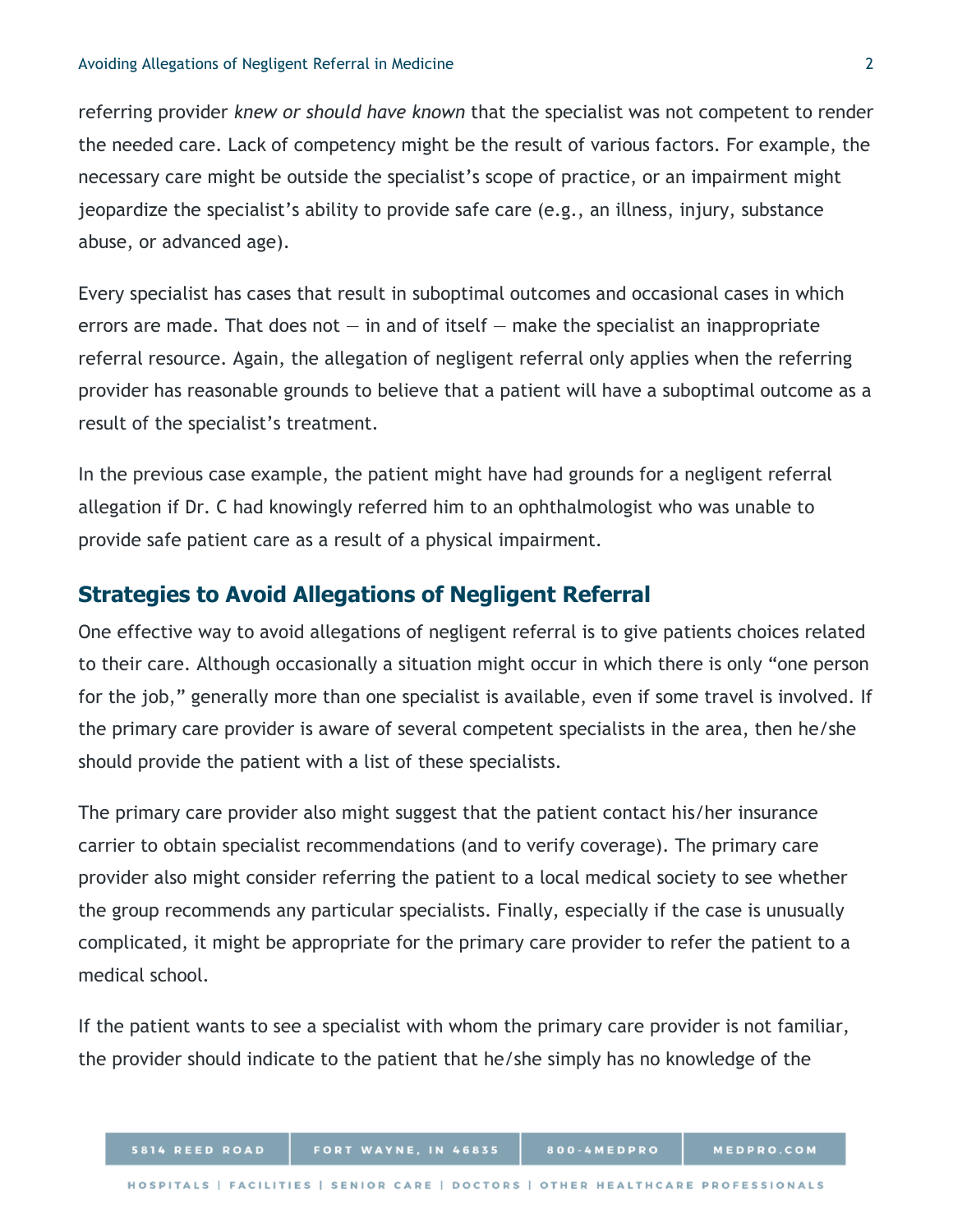referring provider *knew or should have known* that the specialist was not competent to render the needed care. Lack of competency might be the result of various factors. For example, the necessary care might be outside the specialist's scope of practice, or an impairment might jeopardize the specialist's ability to provide safe care (e.g., an illness, injury, substance abuse, or advanced age).

Every specialist has cases that result in suboptimal outcomes and occasional cases in which errors are made. That does not — in and of itself — make the specialist an inappropriate referral resource. Again, the allegation of negligent referral only applies when the referring provider has reasonable grounds to believe that a patient will have a suboptimal outcome as a result of the specialist's treatment.

In the previous case example, the patient might have had grounds for a negligent referral allegation if Dr. C had knowingly referred him to an ophthalmologist who was unable to provide safe patient care as a result of a physical impairment.

## Strategies to Avoid Allegations of Negligent Referral

One effective way to avoid allegations of negligent referral is to give patients choices related to their care. Although occasionally a situation might occur in which there is only "one person for the job," generally more than one specialist is available, even if some travel is involved. If the primary care provider is aware of several competent specialists in the area, then he/she should provide the patient with a list of these specialists.

The primary care provider also might suggest that the patient contact his/her insurance carrier to obtain specialist recommendations (and to verify coverage). The primary care provider also might consider referring the patient to a local medical society to see whether the group recommends any particular specialists. Finally, especially if the case is unusually complicated, it might be appropriate for the primary care provider to refer the patient to a medical school.

If the patient wants to see a specialist with whom the primary care provider is not familiar, the provider should indicate to the patient that he/she simply has no knowledge of the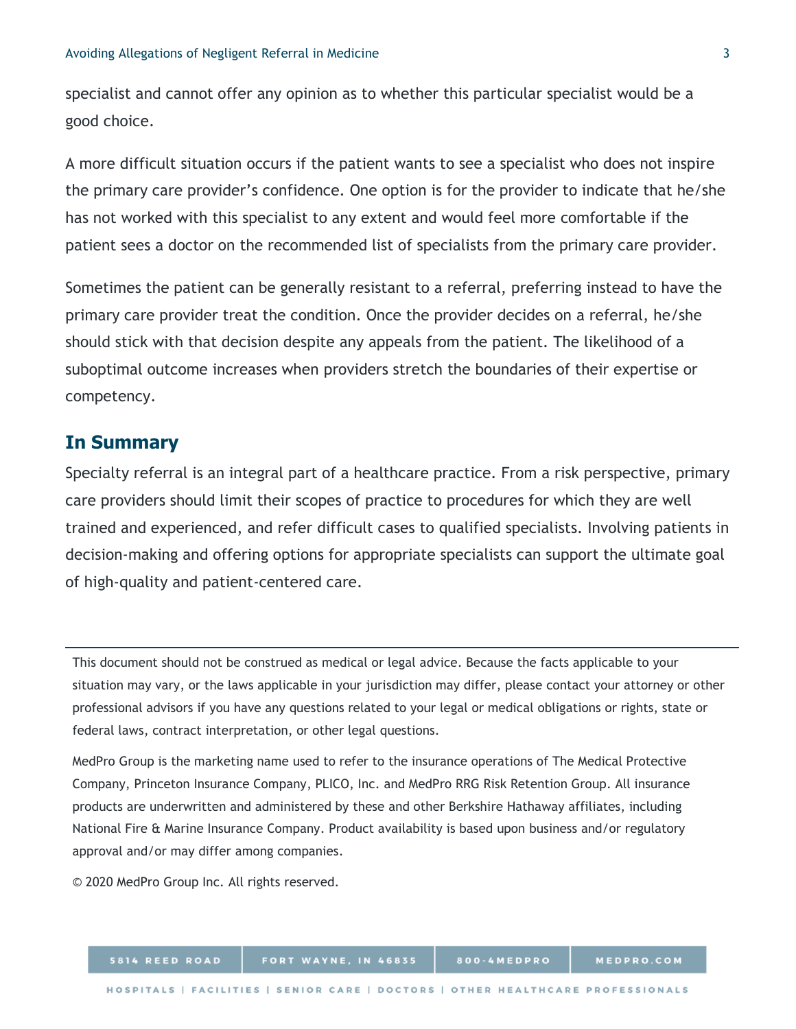specialist and cannot offer any opinion as to whether this particular specialist would be a good choice.

A more difficult situation occurs if the patient wants to see a specialist who does not inspire the primary care provider's confidence. One option is for the provider to indicate that he/she has not worked with this specialist to any extent and would feel more comfortable if the patient sees a doctor on the recommended list of specialists from the primary care provider.

Sometimes the patient can be generally resistant to a referral, preferring instead to have the primary care provider treat the condition. Once the provider decides on a referral, he/she should stick with that decision despite any appeals from the patient. The likelihood of a suboptimal outcome increases when providers stretch the boundaries of their expertise or competency.

## In Summary

Specialty referral is an integral part of a healthcare practice. From a risk perspective, primary care providers should limit their scopes of practice to procedures for which they are well trained and experienced, and refer difficult cases to qualified specialists. Involving patients in decision-making and offering options for appropriate specialists can support the ultimate goal of high-quality and patient-centered care.

---

This document should not be construed as medical or legal advice. Because the facts applicable to your situation may vary, or the laws applicable in your jurisdiction may differ, please contact your attorney or other professional advisors if you have any questions related to your legal or medical obligations or rights, state or federal laws, contract interpretation, or other legal questions.

MedPro Group is the marketing name used to refer to the insurance operations of The Medical Protective Company, Princeton Insurance Company, PLICO, Inc. and MedPro RRG Risk Retention Group. All insurance products are underwritten and administered by these and other Berkshire Hathaway affiliates, including National Fire & Marine Insurance Company. Product availability is based upon business and/or regulatory approval and/or may differ among companies.

© 2020 MedPro Group Inc. All rights reserved.

5814 REED ROAD | FORT WAYNE, IN 46835 | 800-4MEDPRO | MEDPRO.COM

HOSPITALS | FACILITIES | SENIOR CARE | DOCTORS | OTHER HEALTHCARE PROFESSIONALS